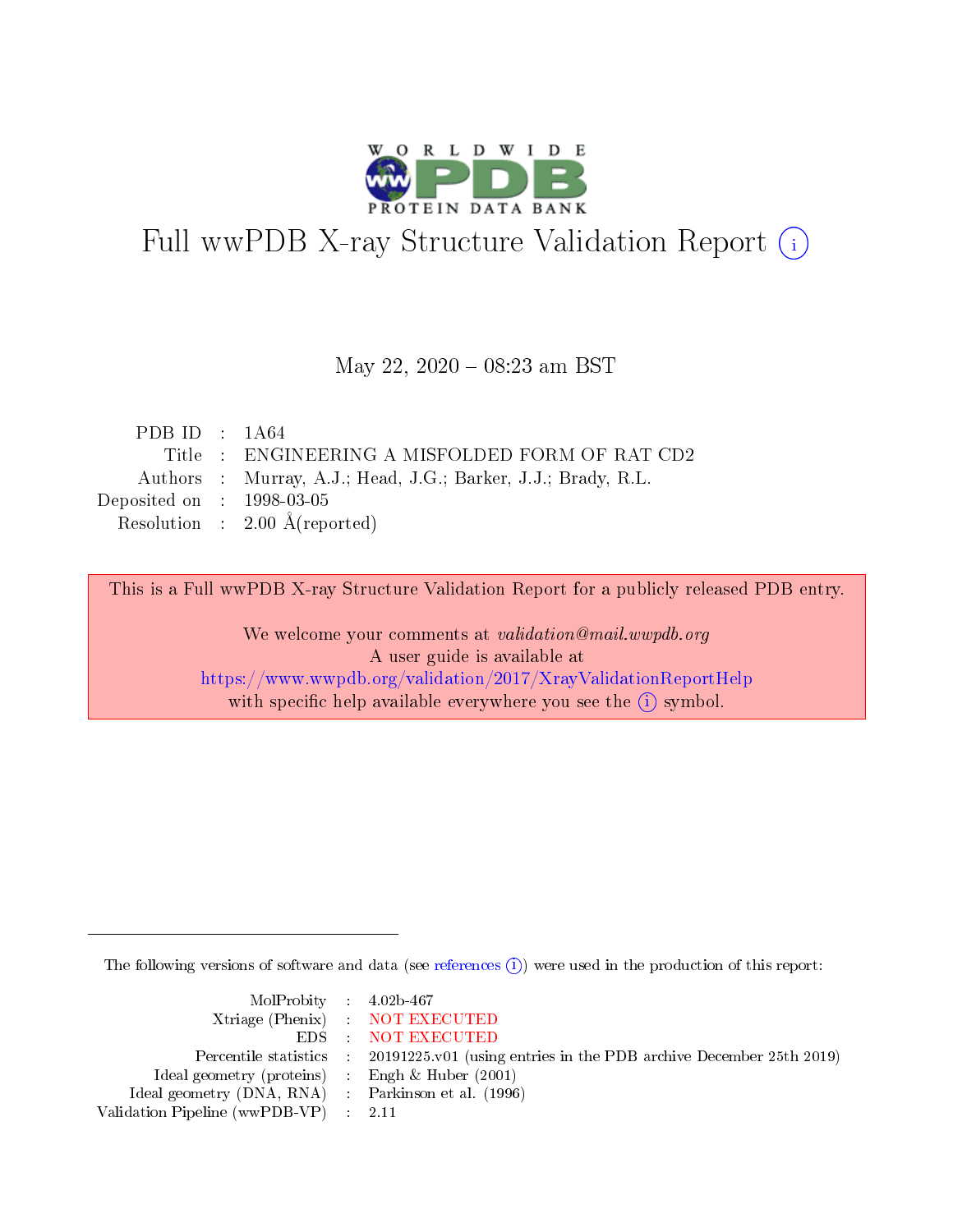# Full wwPDB X-ray Structure Validation Report (i)

May 22, 2020 – 08:23 am BST

| | | |
|---|---|---|
| PDB ID | : | 1A64 |
| Title | : | ENGINEERING A MISFOLDED FORM OF RAT CD2 |
| Authors | : | Murray, A.J.; Head, J.G.; Barker, J.J.; Brady, R.L. |
| Deposited on | : | 1998-03-05 |
| Resolution | : | 2.00 Å(reported) |

This is a Full wwPDB X-ray Structure Validation Report for a publicly released PDB entry.

We welcome your comments at *validation@mail.wwpdb.org*
A user guide is available at
https://www.wwpdb.org/validation/2017/XrayValidationReportHelp
with specific help available everywhere you see the (i) symbol.

The following versions of software and data (see references (i)) were used in the production of this report:

| | | |
|---|---|---|
| MolProbity | : | 4.02b-467 |
| Xtriage (Phenix) | : | NOT EXECUTED |
| EDS | : | NOT EXECUTED |
| Percentile statistics | : | 20191225.v01 (using entries in the PDB archive December 25th 2019) |
| Ideal geometry (proteins) | : | Engh & Huber (2001) |
| Ideal geometry (DNA, RNA) | : | Parkinson et al. (1996) |
| Validation Pipeline (wwPDB-VP) | : | 2.11 |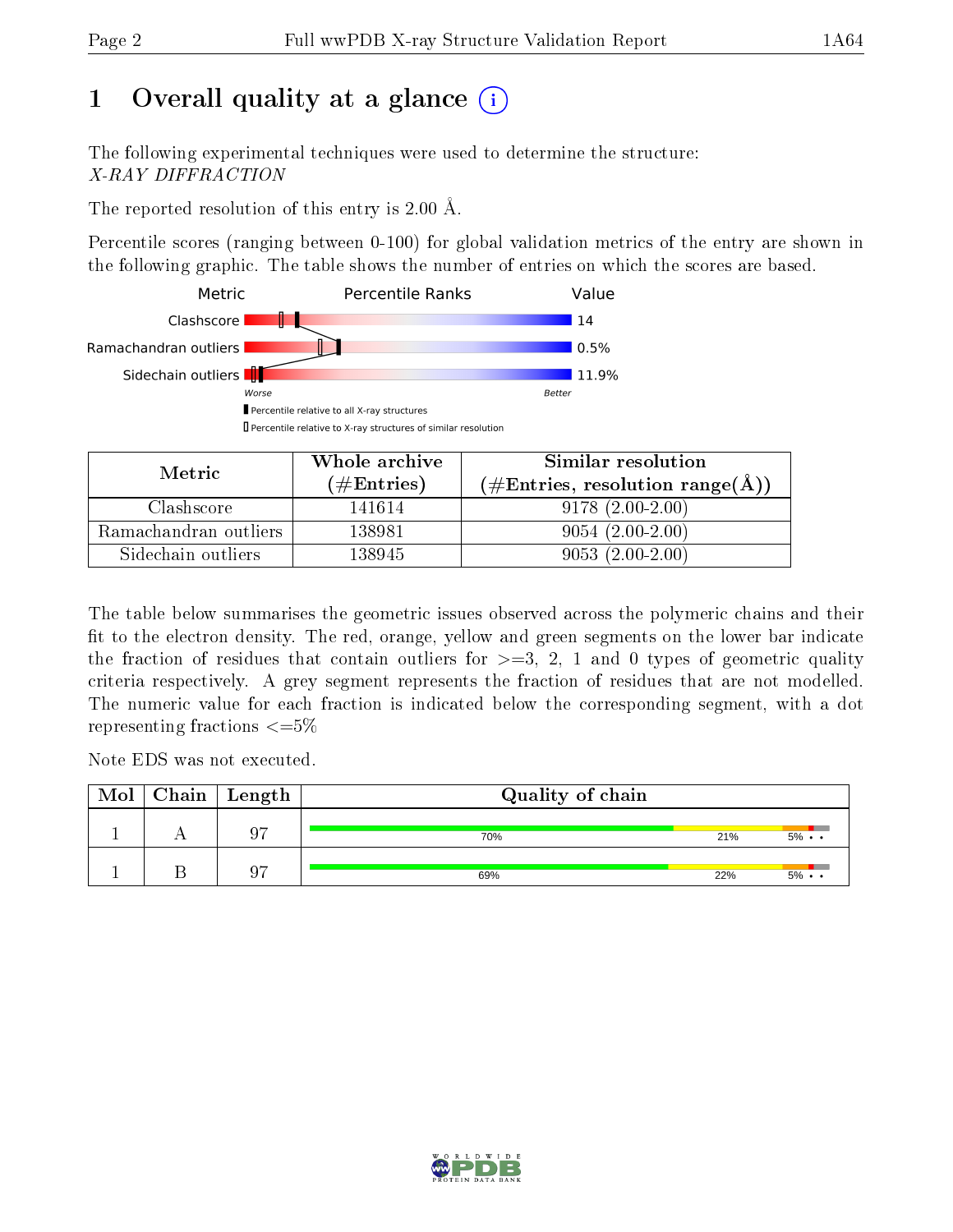# 1 Overall quality at a glance (i)

The following experimental techniques were used to determine the structure:
*X-RAY DIFFRACTION*

The reported resolution of this entry is 2.00 Å.

Percentile scores (ranging between 0-100) for global validation metrics of the entry are shown in the following graphic. The table shows the number of entries on which the scores are based.

| Metric | Value |
|---|---|
| Clashscore | 14 |
| Ramachandran outliers | 0.5% |
| Sidechain outliers | 11.9% |

Worse — Better

▮ Percentile relative to all X-ray structures
▯ Percentile relative to X-ray structures of similar resolution

| Metric | Whole archive (#Entries) | Similar resolution (#Entries, resolution range(Å)) |
|---|---|---|
| Clashscore | 141614 | 9178 (2.00-2.00) |
| Ramachandran outliers | 138981 | 9054 (2.00-2.00) |
| Sidechain outliers | 138945 | 9053 (2.00-2.00) |

The table below summarises the geometric issues observed across the polymeric chains and their fit to the electron density. The red, orange, yellow and green segments on the lower bar indicate the fraction of residues that contain outliers for >=3, 2, 1 and 0 types of geometric quality criteria respectively. A grey segment represents the fraction of residues that are not modelled. The numeric value for each fraction is indicated below the corresponding segment, with a dot representing fractions <=5%

Note EDS was not executed.

| Mol | Chain | Length | Quality of chain |
|---|---|---|---|
| 1 | A | 97 | 70% 21% 5% • • |
| 1 | B | 97 | 69% 22% 5% • • |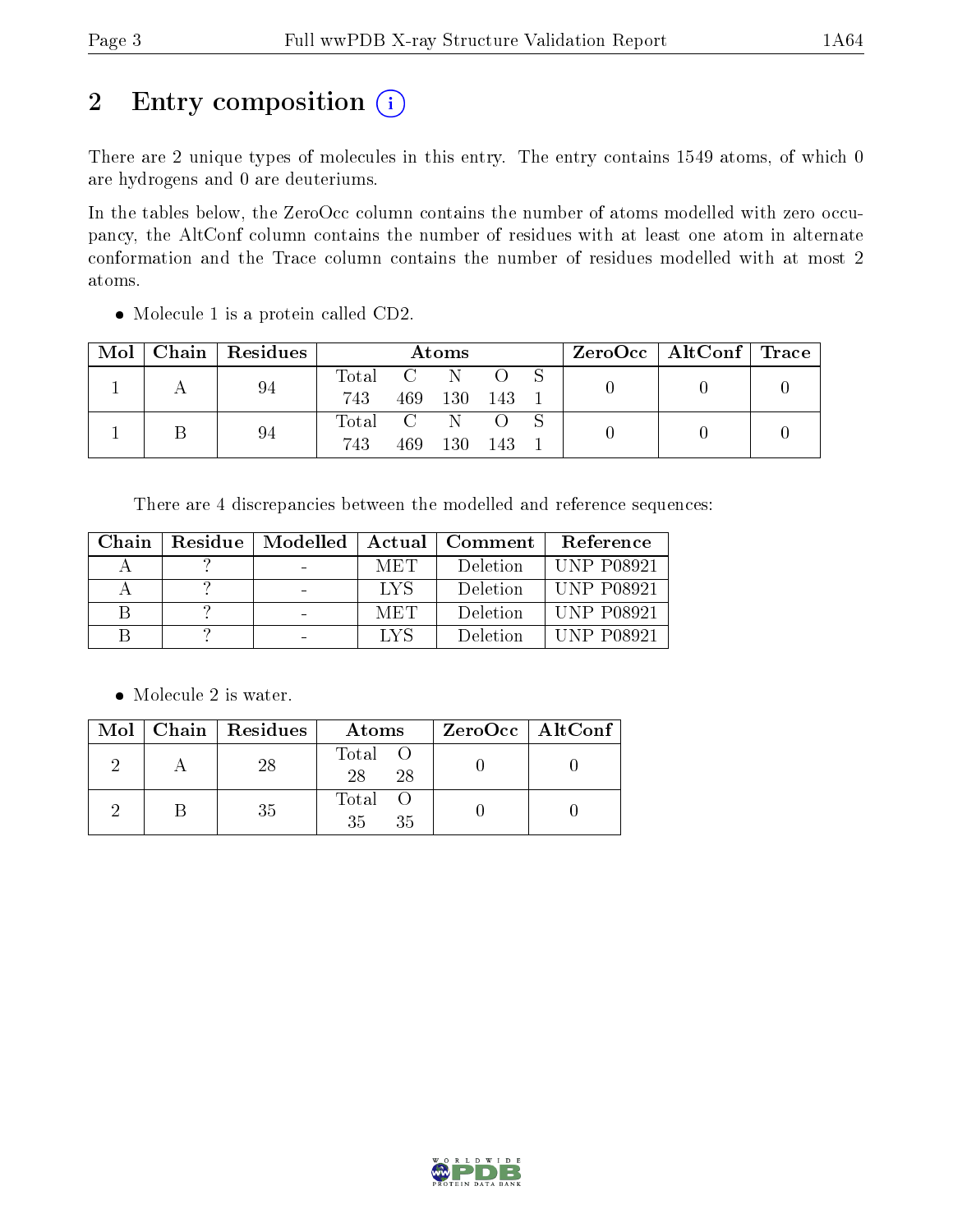# 2 Entry composition (i)

There are 2 unique types of molecules in this entry. The entry contains 1549 atoms, of which 0 are hydrogens and 0 are deuteriums.

In the tables below, the ZeroOcc column contains the number of atoms modelled with zero occupancy, the AltConf column contains the number of residues with at least one atom in alternate conformation and the Trace column contains the number of residues modelled with at most 2 atoms.

- Molecule 1 is a protein called CD2.

| Mol | Chain | Residues | Atoms | | | | | ZeroOcc | AltConf | Trace |
|---|---|---|---|---|---|---|---|---|---|---|
| | | | Total | C | N | O | S | | | |
| 1 | A | 94 | 743 | 469 | 130 | 143 | 1 | 0 | 0 | 0 |
| 1 | B | 94 | 743 | 469 | 130 | 143 | 1 | 0 | 0 | 0 |

There are 4 discrepancies between the modelled and reference sequences:

| Chain | Residue | Modelled | Actual | Comment | Reference |
|---|---|---|---|---|---|
| A | ? | - | MET | Deletion | UNP P08921 |
| A | ? | - | LYS | Deletion | UNP P08921 |
| B | ? | - | MET | Deletion | UNP P08921 |
| B | ? | - | LYS | Deletion | UNP P08921 |

- Molecule 2 is water.

| Mol | Chain | Residues | Atoms | | ZeroOcc | AltConf |
|---|---|---|---|---|---|---|
| | | | Total | O | | |
| 2 | A | 28 | 28 | 28 | 0 | 0 |
| 2 | B | 35 | 35 | 35 | 0 | 0 |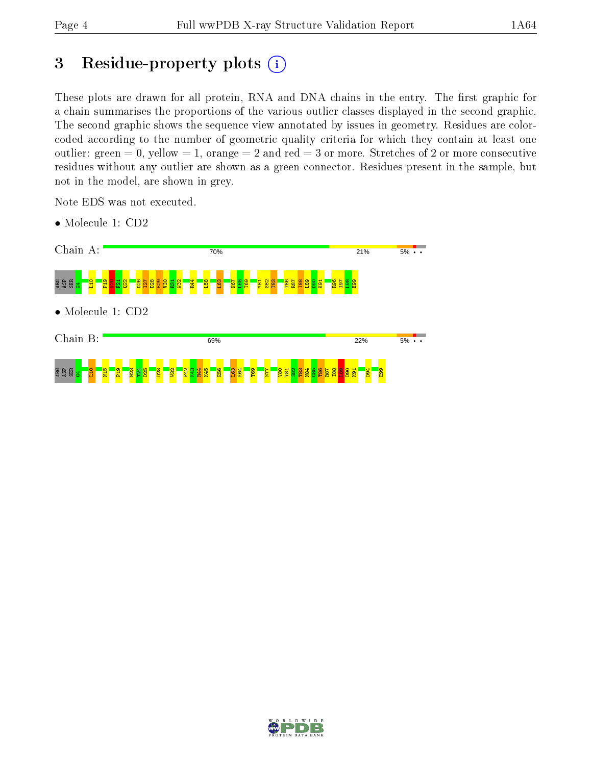# 3 Residue-property plots

These plots are drawn for all protein, RNA and DNA chains in the entry. The first graphic for a chain summarises the proportions of the various outlier classes displayed in the second graphic. The second graphic shows the sequence view annotated by issues in geometry. Residues are color-coded according to the number of geometric quality criteria for which they contain at least one outlier: green = 0, yellow = 1, orange = 2 and red = 3 or more. Stretches of 2 or more consecutive residues without any outlier are shown as a green connector. Residues present in the sample, but not in the model, are shown in grey.

Note EDS was not executed.

- Molecule 1: CD2

Chain A: 70% 21% 5% • •

ARG ASP SER G4 L10 P19 N20 F21 Q22 D26 I27 D28 E29 V30 R31 W32 R44 L58 L63 N67 L68 T69 Y81 S82 T83 T86 R87 I88 L89 D90 K91 R96 I97 L98 E99

- Molecule 1: CD2

Chain B: 69% 22% 5% • •

ARG ASP SER G4 L10 N15 P19 M23 T24 D25 D28 W32 F42 K43 R44 K45 E56 L63 K64 T69 N77 V80 Y81 S82 T83 N84 G85 T86 R87 I88 L89 D90 K91 D94 E99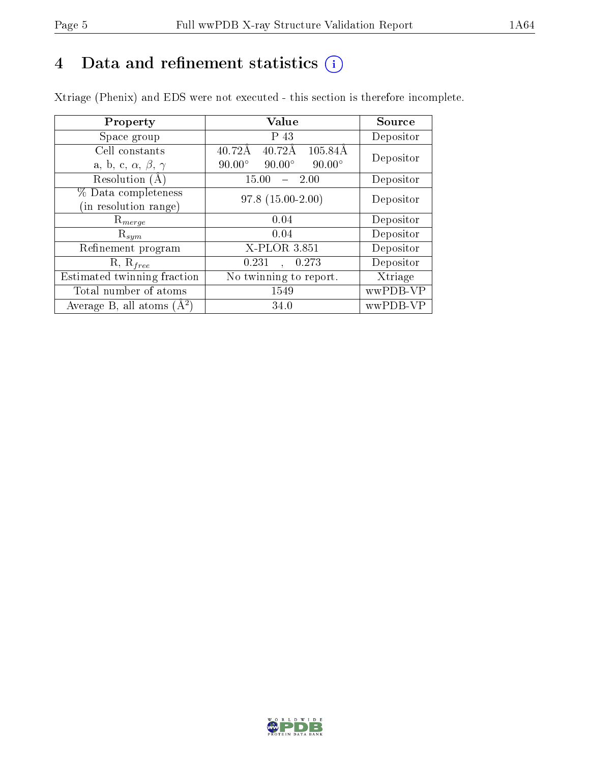# 4 Data and refinement statistics (i)

Xtriage (Phenix) and EDS were not executed - this section is therefore incomplete.

| Property | Value | Source |
|---|---|---|
| Space group | P 43 | Depositor |
| Cell constants<br>a, b, c, $\alpha$, $\beta$, $\gamma$ | 40.72Å 40.72Å 105.84Å<br>90.00° 90.00° 90.00° | Depositor |
| Resolution (Å) | 15.00 – 2.00 | Depositor |
| % Data completeness<br>(in resolution range) | 97.8 (15.00-2.00) | Depositor |
| $R_{merge}$ | 0.04 | Depositor |
| $R_{sym}$ | 0.04 | Depositor |
| Refinement program | X-PLOR 3.851 | Depositor |
| R, $R_{free}$ | 0.231 , 0.273 | Depositor |
| Estimated twinning fraction | No twinning to report. | Xtriage |
| Total number of atoms | 1549 | wwPDB-VP |
| Average B, all atoms (Å$^2$) | 34.0 | wwPDB-VP |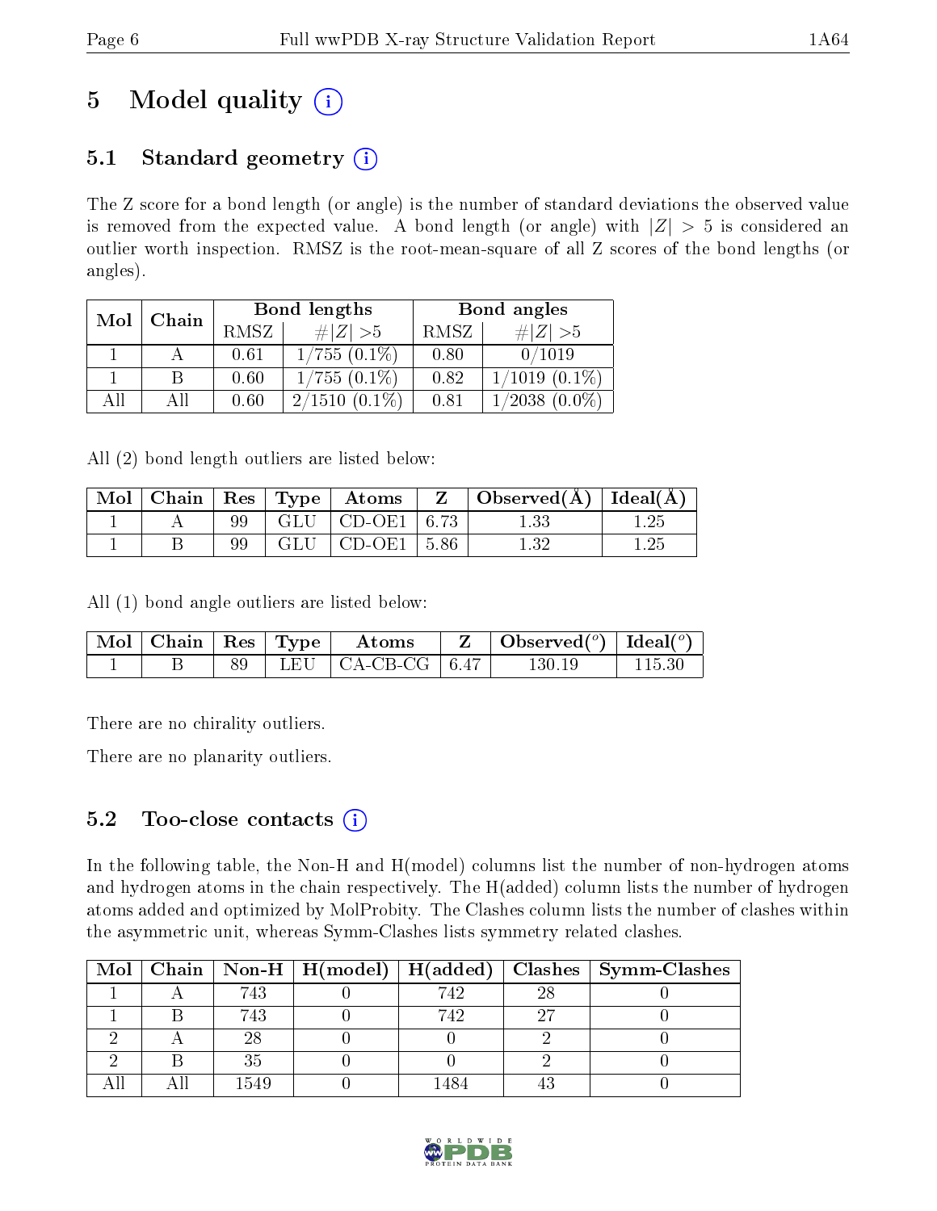# 5 Model quality (i)

## 5.1 Standard geometry (i)

The Z score for a bond length (or angle) is the number of standard deviations the observed value is removed from the expected value. A bond length (or angle) with $|Z| > 5$ is considered an outlier worth inspection. RMSZ is the root-mean-square of all Z scores of the bond lengths (or angles).

| Mol | Chain | Bond lengths | | Bond angles | |
|---|---|---|---|---|---|
| | | RMSZ | #$|Z|$ >5 | RMSZ | #$|Z|$ >5 |
| 1 | A | 0.61 | 1/755 (0.1%) | 0.80 | 0/1019 |
| 1 | B | 0.60 | 1/755 (0.1%) | 0.82 | 1/1019 (0.1%) |
| All | All | 0.60 | 2/1510 (0.1%) | 0.81 | 1/2038 (0.0%) |

All (2) bond length outliers are listed below:

| Mol | Chain | Res | Type | Atoms | Z | Observed(Å) | Ideal(Å) |
|---|---|---|---|---|---|---|---|
| 1 | A | 99 | GLU | CD-OE1 | 6.73 | 1.33 | 1.25 |
| 1 | B | 99 | GLU | CD-OE1 | 5.86 | 1.32 | 1.25 |

All (1) bond angle outliers are listed below:

| Mol | Chain | Res | Type | Atoms | Z | Observed($^o$) | Ideal($^o$) |
|---|---|---|---|---|---|---|---|
| 1 | B | 89 | LEU | CA-CB-CG | 6.47 | 130.19 | 115.30 |

There are no chirality outliers.

There are no planarity outliers.

## 5.2 Too-close contacts (i)

In the following table, the Non-H and H(model) columns list the number of non-hydrogen atoms and hydrogen atoms in the chain respectively. The H(added) column lists the number of hydrogen atoms added and optimized by MolProbity. The Clashes column lists the number of clashes within the asymmetric unit, whereas Symm-Clashes lists symmetry related clashes.

| Mol | Chain | Non-H | H(model) | H(added) | Clashes | Symm-Clashes |
|---|---|---|---|---|---|---|
| 1 | A | 743 | 0 | 742 | 28 | 0 |
| 1 | B | 743 | 0 | 742 | 27 | 0 |
| 2 | A | 28 | 0 | 0 | 2 | 0 |
| 2 | B | 35 | 0 | 0 | 2 | 0 |
| All | All | 1549 | 0 | 1484 | 43 | 0 |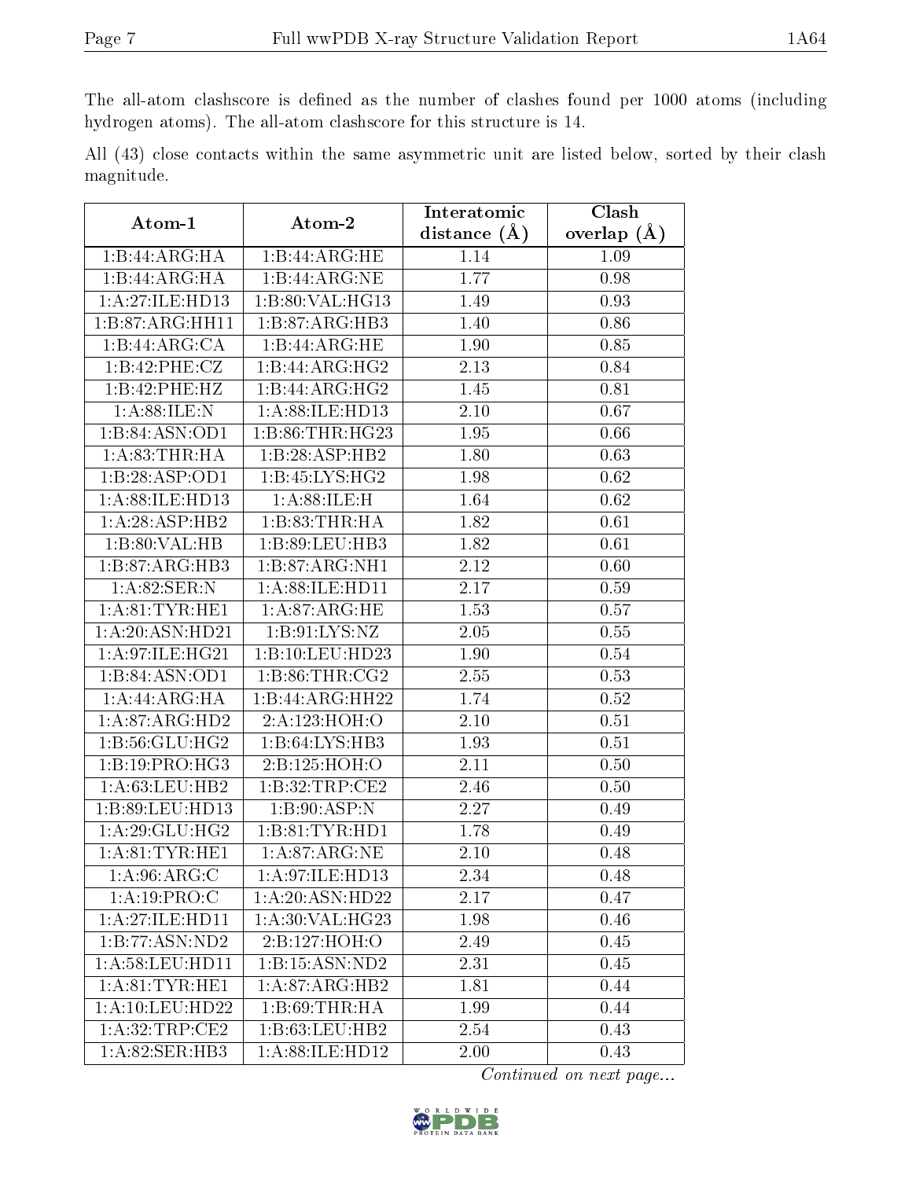The all-atom clashscore is defined as the number of clashes found per 1000 atoms (including hydrogen atoms). The all-atom clashscore for this structure is 14.

All (43) close contacts within the same asymmetric unit are listed below, sorted by their clash magnitude.

| Atom-1 | Atom-2 | Interatomic distance (Å) | Clash overlap (Å) |
|---|---|---|---|
| 1:B:44:ARG:HA | 1:B:44:ARG:HE | 1.14 | 1.09 |
| 1:B:44:ARG:HA | 1:B:44:ARG:NE | 1.77 | 0.98 |
| 1:A:27:ILE:HD13 | 1:B:80:VAL:HG13 | 1.49 | 0.93 |
| 1:B:87:ARG:HH11 | 1:B:87:ARG:HB3 | 1.40 | 0.86 |
| 1:B:44:ARG:CA | 1:B:44:ARG:HE | 1.90 | 0.85 |
| 1:B:42:PHE:CZ | 1:B:44:ARG:HG2 | 2.13 | 0.84 |
| 1:B:42:PHE:HZ | 1:B:44:ARG:HG2 | 1.45 | 0.81 |
| 1:A:88:ILE:N | 1:A:88:ILE:HD13 | 2.10 | 0.67 |
| 1:B:84:ASN:OD1 | 1:B:86:THR:HG23 | 1.95 | 0.66 |
| 1:A:83:THR:HA | 1:B:28:ASP:HB2 | 1.80 | 0.63 |
| 1:B:28:ASP:OD1 | 1:B:45:LYS:HG2 | 1.98 | 0.62 |
| 1:A:88:ILE:HD13 | 1:A:88:ILE:H | 1.64 | 0.62 |
| 1:A:28:ASP:HB2 | 1:B:83:THR:HA | 1.82 | 0.61 |
| 1:B:80:VAL:HB | 1:B:89:LEU:HB3 | 1.82 | 0.61 |
| 1:B:87:ARG:HB3 | 1:B:87:ARG:NH1 | 2.12 | 0.60 |
| 1:A:82:SER:N | 1:A:88:ILE:HD11 | 2.17 | 0.59 |
| 1:A:81:TYR:HE1 | 1:A:87:ARG:HE | 1.53 | 0.57 |
| 1:A:20:ASN:HD21 | 1:B:91:LYS:NZ | 2.05 | 0.55 |
| 1:A:97:ILE:HG21 | 1:B:10:LEU:HD23 | 1.90 | 0.54 |
| 1:B:84:ASN:OD1 | 1:B:86:THR:CG2 | 2.55 | 0.53 |
| 1:A:44:ARG:HA | 1:B:44:ARG:HH22 | 1.74 | 0.52 |
| 1:A:87:ARG:HD2 | 2:A:123:HOH:O | 2.10 | 0.51 |
| 1:B:56:GLU:HG2 | 1:B:64:LYS:HB3 | 1.93 | 0.51 |
| 1:B:19:PRO:HG3 | 2:B:125:HOH:O | 2.11 | 0.50 |
| 1:A:63:LEU:HB2 | 1:B:32:TRP:CE2 | 2.46 | 0.50 |
| 1:B:89:LEU:HD13 | 1:B:90:ASP:N | 2.27 | 0.49 |
| 1:A:29:GLU:HG2 | 1:B:81:TYR:HD1 | 1.78 | 0.49 |
| 1:A:81:TYR:HE1 | 1:A:87:ARG:NE | 2.10 | 0.48 |
| 1:A:96:ARG:C | 1:A:97:ILE:HD13 | 2.34 | 0.48 |
| 1:A:19:PRO:C | 1:A:20:ASN:HD22 | 2.17 | 0.47 |
| 1:A:27:ILE:HD11 | 1:A:30:VAL:HG23 | 1.98 | 0.46 |
| 1:B:77:ASN:ND2 | 2:B:127:HOH:O | 2.49 | 0.45 |
| 1:A:58:LEU:HD11 | 1:B:15:ASN:ND2 | 2.31 | 0.45 |
| 1:A:81:TYR:HE1 | 1:A:87:ARG:HB2 | 1.81 | 0.44 |
| 1:A:10:LEU:HD22 | 1:B:69:THR:HA | 1.99 | 0.44 |
| 1:A:32:TRP:CE2 | 1:B:63:LEU:HB2 | 2.54 | 0.43 |
| 1:A:82:SER:HB3 | 1:A:88:ILE:HD12 | 2.00 | 0.43 |

*Continued on next page...*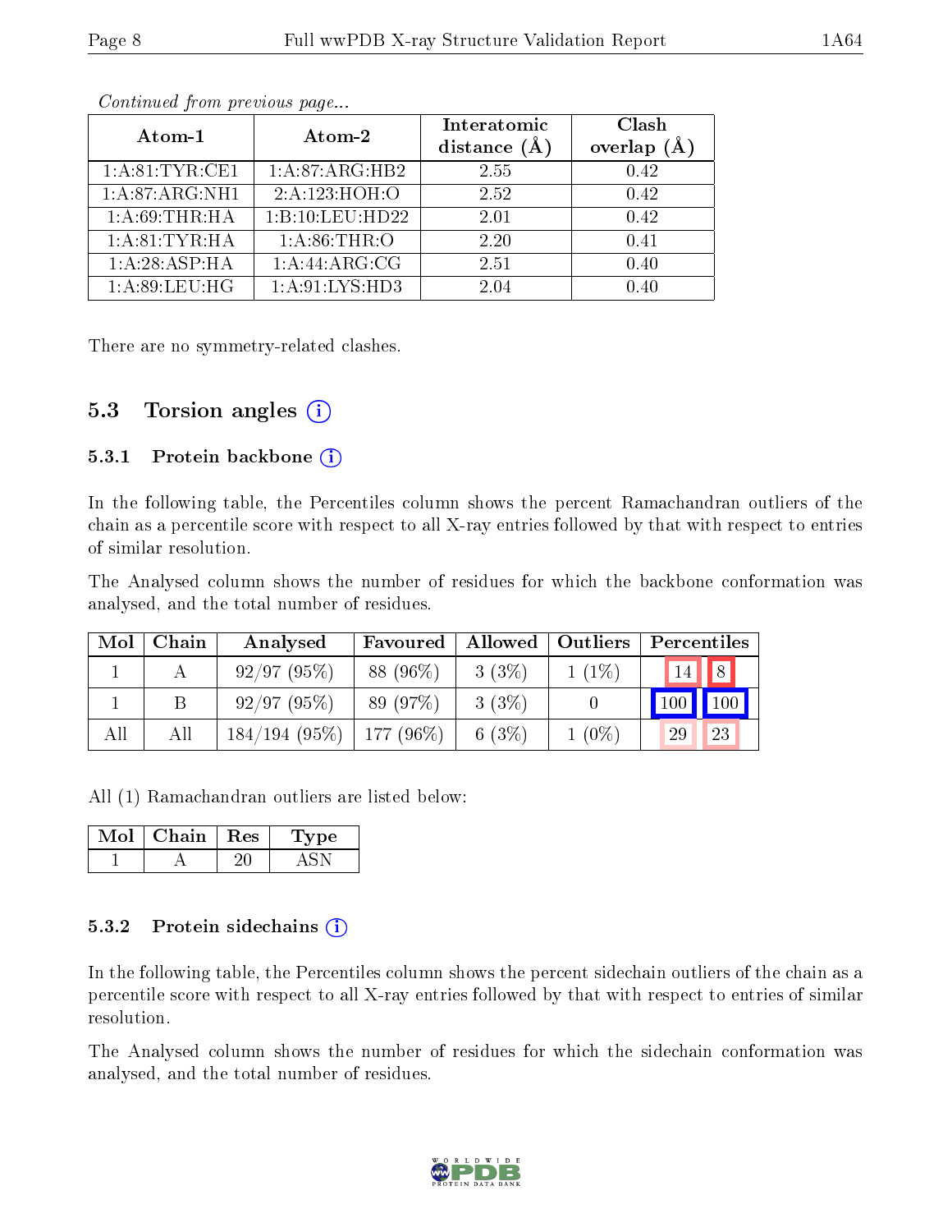*Continued from previous page...*

| Atom-1 | Atom-2 | Interatomic distance (Å) | Clash overlap (Å) |
|---|---|---|---|
| 1:A:81:TYR:CE1 | 1:A:87:ARG:HB2 | 2.55 | 0.42 |
| 1:A:87:ARG:NH1 | 2:A:123:HOH:O | 2.52 | 0.42 |
| 1:A:69:THR:HA | 1:B:10:LEU:HD22 | 2.01 | 0.42 |
| 1:A:81:TYR:HA | 1:A:86:THR:O | 2.20 | 0.41 |
| 1:A:28:ASP:HA | 1:A:44:ARG:CG | 2.51 | 0.40 |
| 1:A:89:LEU:HG | 1:A:91:LYS:HD3 | 2.04 | 0.40 |

There are no symmetry-related clashes.

## 5.3 Torsion angles

### 5.3.1 Protein backbone

In the following table, the Percentiles column shows the percent Ramachandran outliers of the chain as a percentile score with respect to all X-ray entries followed by that with respect to entries of similar resolution.

The Analysed column shows the number of residues for which the backbone conformation was analysed, and the total number of residues.

| Mol | Chain | Analysed | Favoured | Allowed | Outliers | Percentiles | |
|---|---|---|---|---|---|---|---|
| 1 | A | 92/97 (95%) | 88 (96%) | 3 (3%) | 1 (1%) | 14 | 8 |
| 1 | B | 92/97 (95%) | 89 (97%) | 3 (3%) | 0 | 100 | 100 |
| All | All | 184/194 (95%) | 177 (96%) | 6 (3%) | 1 (0%) | 29 | 23 |

All (1) Ramachandran outliers are listed below:

| Mol | Chain | Res | Type |
|---|---|---|---|
| 1 | A | 20 | ASN |

### 5.3.2 Protein sidechains

In the following table, the Percentiles column shows the percent sidechain outliers of the chain as a percentile score with respect to all X-ray entries followed by that with respect to entries of similar resolution.

The Analysed column shows the number of residues for which the sidechain conformation was analysed, and the total number of residues.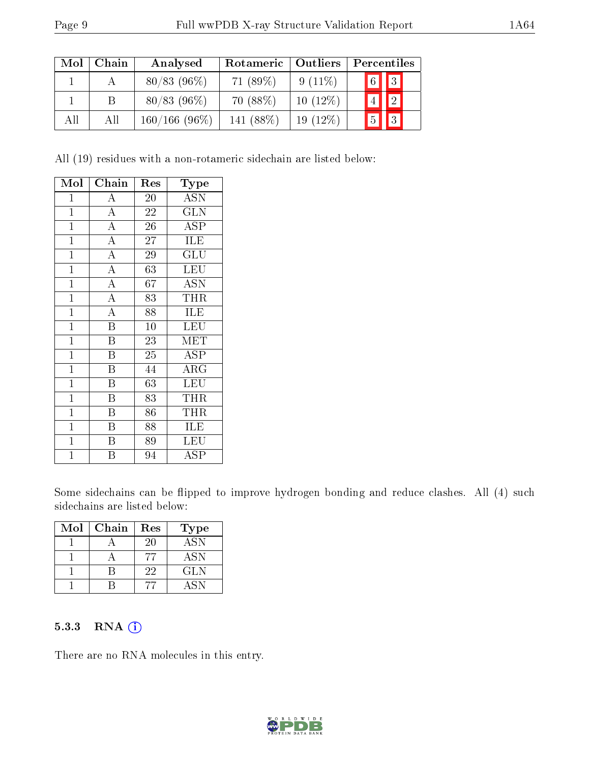| Mol | Chain | Analysed | Rotameric | Outliers | Percentiles | |
|---|---|---|---|---|---|---|
| 1 | A | 80/83 (96%) | 71 (89%) | 9 (11%) | 6 | 3 |
| 1 | B | 80/83 (96%) | 70 (88%) | 10 (12%) | 4 | 2 |
| All | All | 160/166 (96%) | 141 (88%) | 19 (12%) | 5 | 3 |

All (19) residues with a non-rotameric sidechain are listed below:

| Mol | Chain | Res | Type |
|---|---|---|---|
| 1 | A | 20 | ASN |
| 1 | A | 22 | GLN |
| 1 | A | 26 | ASP |
| 1 | A | 27 | ILE |
| 1 | A | 29 | GLU |
| 1 | A | 63 | LEU |
| 1 | A | 67 | ASN |
| 1 | A | 83 | THR |
| 1 | A | 88 | ILE |
| 1 | B | 10 | LEU |
| 1 | B | 23 | MET |
| 1 | B | 25 | ASP |
| 1 | B | 44 | ARG |
| 1 | B | 63 | LEU |
| 1 | B | 83 | THR |
| 1 | B | 86 | THR |
| 1 | B | 88 | ILE |
| 1 | B | 89 | LEU |
| 1 | B | 94 | ASP |

Some sidechains can be flipped to improve hydrogen bonding and reduce clashes. All (4) such sidechains are listed below:

| Mol | Chain | Res | Type |
|---|---|---|---|
| 1 | A | 20 | ASN |
| 1 | A | 77 | ASN |
| 1 | B | 22 | GLN |
| 1 | B | 77 | ASN |

### 5.3.3 RNA

There are no RNA molecules in this entry.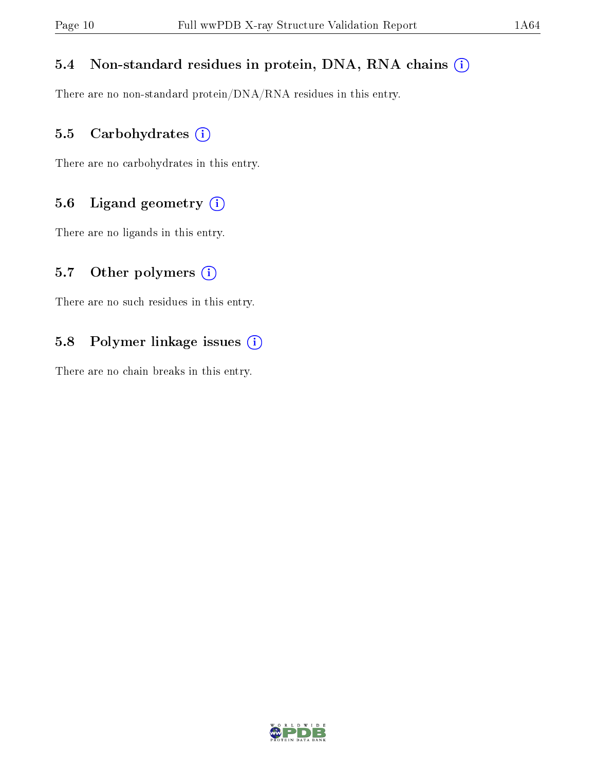### 5.4 Non-standard residues in protein, DNA, RNA chains

There are no non-standard protein/DNA/RNA residues in this entry.

### 5.5 Carbohydrates

There are no carbohydrates in this entry.

### 5.6 Ligand geometry

There are no ligands in this entry.

### 5.7 Other polymers

There are no such residues in this entry.

### 5.8 Polymer linkage issues

There are no chain breaks in this entry.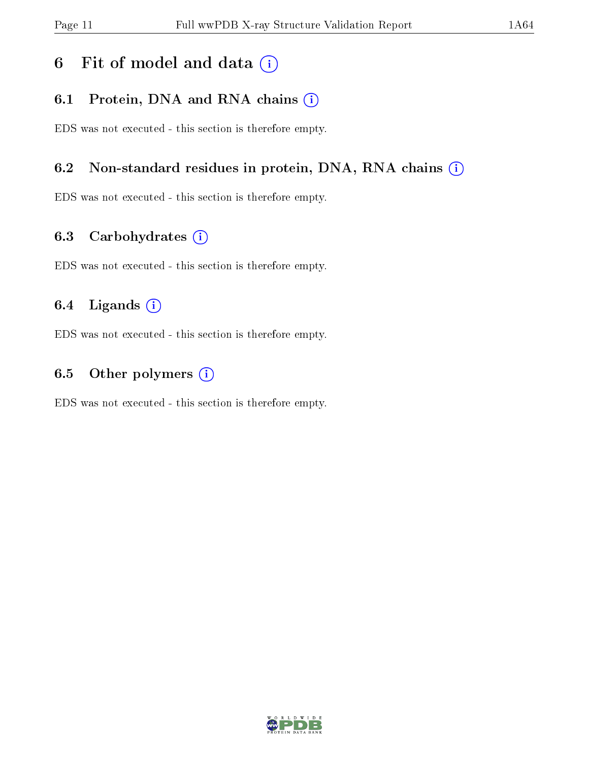# 6 Fit of model and data

## 6.1 Protein, DNA and RNA chains

EDS was not executed - this section is therefore empty.

## 6.2 Non-standard residues in protein, DNA, RNA chains

EDS was not executed - this section is therefore empty.

## 6.3 Carbohydrates

EDS was not executed - this section is therefore empty.

## 6.4 Ligands

EDS was not executed - this section is therefore empty.

## 6.5 Other polymers

EDS was not executed - this section is therefore empty.